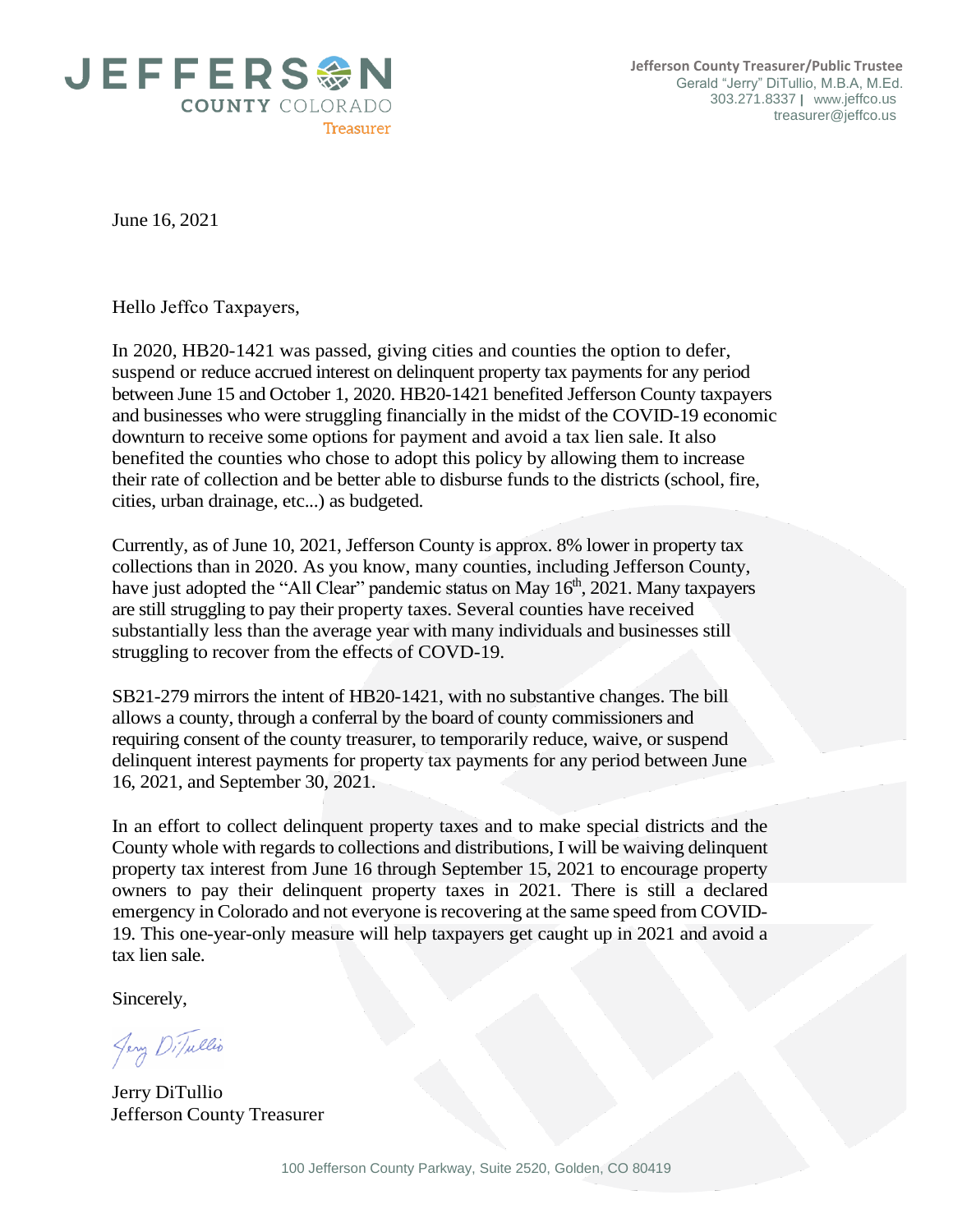JEFFERSON COUNTY COLORADO
Treasurer

**Jefferson County Treasurer/Public Trustee**
Gerald "Jerry" DiTullio, M.B.A, M.Ed.
303.271.8337 | www.jeffco.us
treasurer@jeffco.us

June 16, 2021

Hello Jeffco Taxpayers,

In 2020, HB20-1421 was passed, giving cities and counties the option to defer, suspend or reduce accrued interest on delinquent property tax payments for any period between June 15 and October 1, 2020. HB20-1421 benefited Jefferson County taxpayers and businesses who were struggling financially in the midst of the COVID-19 economic downturn to receive some options for payment and avoid a tax lien sale. It also benefited the counties who chose to adopt this policy by allowing them to increase their rate of collection and be better able to disburse funds to the districts (school, fire, cities, urban drainage, etc...) as budgeted.

Currently, as of June 10, 2021, Jefferson County is approx. 8% lower in property tax collections than in 2020. As you know, many counties, including Jefferson County, have just adopted the "All Clear" pandemic status on May 16th, 2021. Many taxpayers are still struggling to pay their property taxes. Several counties have received substantially less than the average year with many individuals and businesses still struggling to recover from the effects of COVD-19.

SB21-279 mirrors the intent of HB20-1421, with no substantive changes. The bill allows a county, through a conferral by the board of county commissioners and requiring consent of the county treasurer, to temporarily reduce, waive, or suspend delinquent interest payments for property tax payments for any period between June 16, 2021, and September 30, 2021.

In an effort to collect delinquent property taxes and to make special districts and the County whole with regards to collections and distributions, I will be waiving delinquent property tax interest from June 16 through September 15, 2021 to encourage property owners to pay their delinquent property taxes in 2021. There is still a declared emergency in Colorado and not everyone is recovering at the same speed from COVID-19. This one-year-only measure will help taxpayers get caught up in 2021 and avoid a tax lien sale.

Sincerely,

Jerry DiTullio

Jerry DiTullio
Jefferson County Treasurer

100 Jefferson County Parkway, Suite 2520, Golden, CO 80419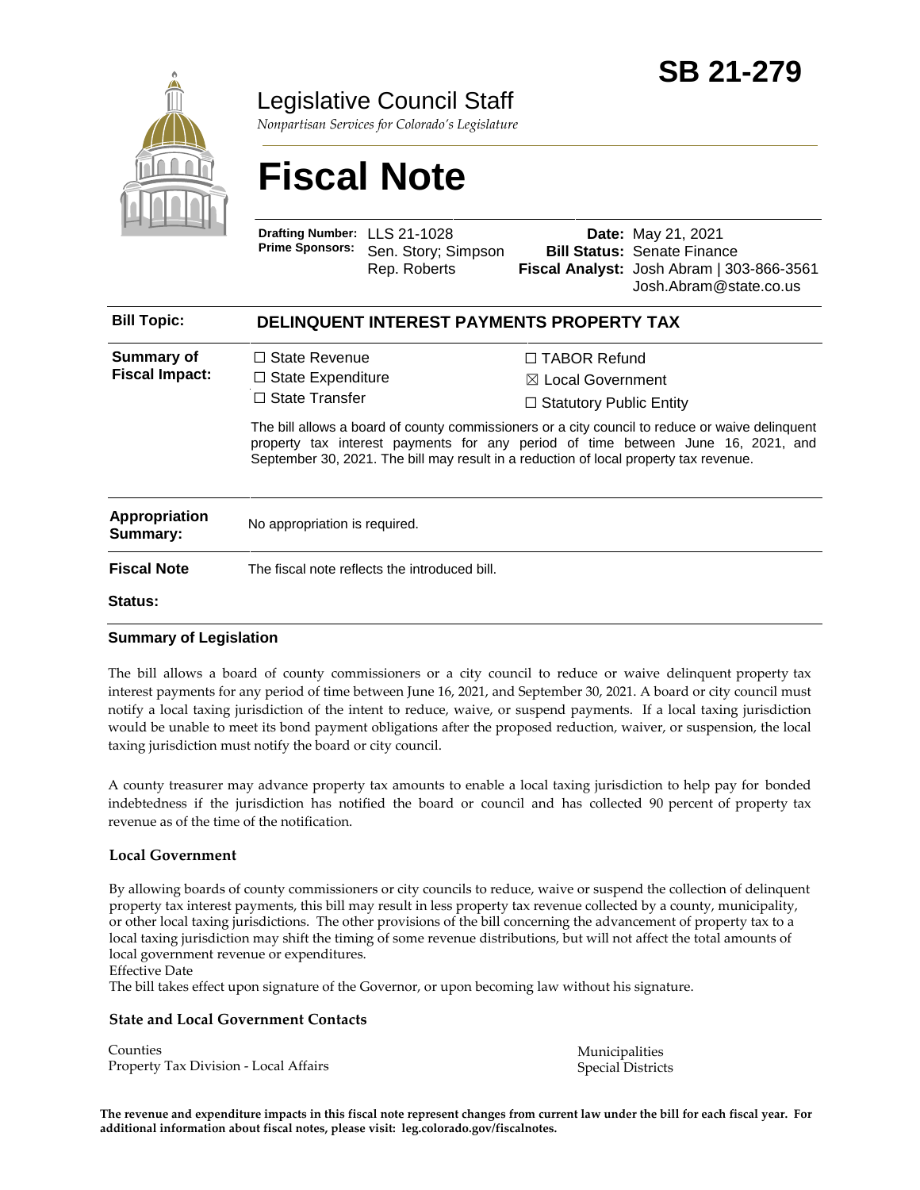# SB 21-279

## Legislative Council Staff

*Nonpartisan Services for Colorado's Legislature*

# Fiscal Note

| | | | |
|---|---|---|---|
| **Drafting Number:** | LLS 21-1028 | **Date:** | May 21, 2021 |
| **Prime Sponsors:** | Sen. Story; Simpson<br>Rep. Roberts | **Bill Status:** | Senate Finance |
| | | **Fiscal Analyst:** | Josh Abram \| 303-866-3561<br>Josh.Abram@state.co.us |

| | |
|---|---|
| **Bill Topic:** | **DELINQUENT INTEREST PAYMENTS PROPERTY TAX** |
| **Summary of Fiscal Impact:** | ☐ State Revenue ☐ State Expenditure ☐ State Transfer ☐ TABOR Refund ☒ Local Government ☐ Statutory Public Entity<br><br>The bill allows a board of county commissioners or a city council to reduce or waive delinquent property tax interest payments for any period of time between June 16, 2021, and September 30, 2021. The bill may result in a reduction of local property tax revenue. |
| **Appropriation Summary:** | No appropriation is required. |
| **Fiscal Note Status:** | The fiscal note reflects the introduced bill. |

### Summary of Legislation

The bill allows a board of county commissioners or a city council to reduce or waive delinquent property tax interest payments for any period of time between June 16, 2021, and September 30, 2021. A board or city council must notify a local taxing jurisdiction of the intent to reduce, waive, or suspend payments. If a local taxing jurisdiction would be unable to meet its bond payment obligations after the proposed reduction, waiver, or suspension, the local taxing jurisdiction must notify the board or city council.

A county treasurer may advance property tax amounts to enable a local taxing jurisdiction to help pay for bonded indebtedness if the jurisdiction has notified the board or council and has collected 90 percent of property tax revenue as of the time of the notification.

### Local Government

By allowing boards of county commissioners or city councils to reduce, waive or suspend the collection of delinquent property tax interest payments, this bill may result in less property tax revenue collected by a county, municipality, or other local taxing jurisdictions. The other provisions of the bill concerning the advancement of property tax to a local taxing jurisdiction may shift the timing of some revenue distributions, but will not affect the total amounts of local government revenue or expenditures.

Effective Date

The bill takes effect upon signature of the Governor, or upon becoming law without his signature.

### State and Local Government Contacts

Counties
Property Tax Division - Local Affairs
Municipalities
Special Districts

**The revenue and expenditure impacts in this fiscal note represent changes from current law under the bill for each fiscal year. For additional information about fiscal notes, please visit: leg.colorado.gov/fiscalnotes.**